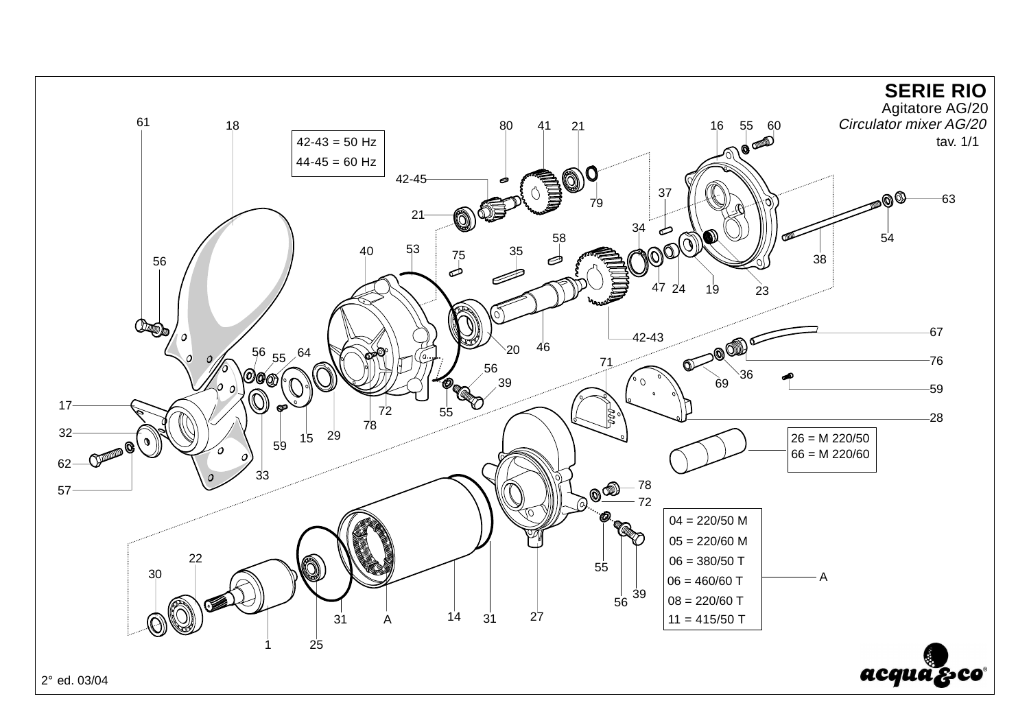# SERIE RIO

Agitatore AG/20

*Circulator mixer AG/20*

tav. 1/1

42-43 = 50 Hz
44-45 = 60 Hz

26 = M 220/50
66 = M 220/60

| | |
|---|---|
| 04 = 220/50 M | A |
| 05 = 220/60 M | |
| 06 = 380/50 T | |
| 06 = 460/60 T | |
| 08 = 220/60 T | |
| 11 = 415/50 T | |

2° ed. 03/04

acqua&co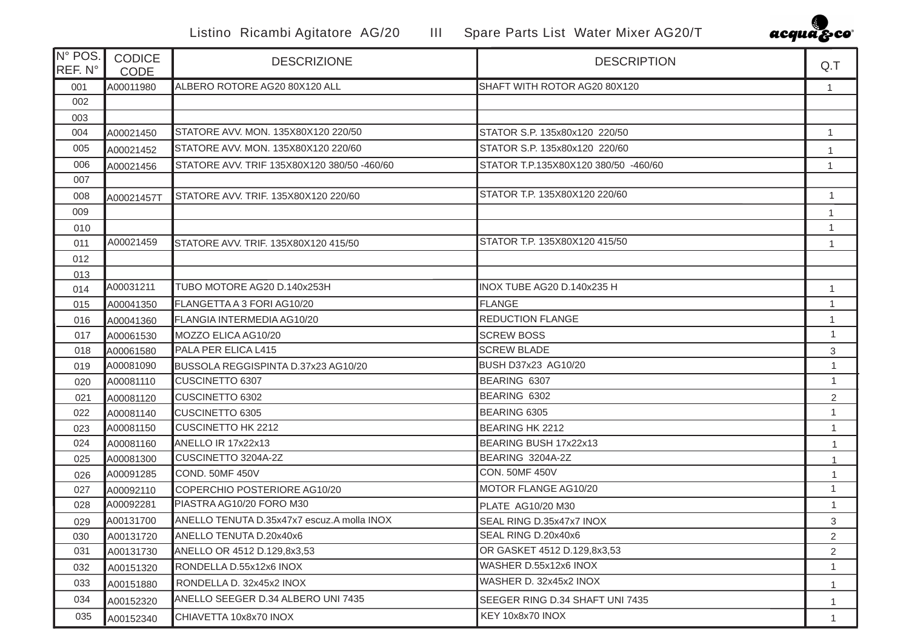# Listino Ricambi Agitatore AG/20 III Spare Parts List Water Mixer AG20/T

acqua&co

| N° POS. REF. N° | CODICE CODE | DESCRIZIONE | DESCRIPTION | Q.T |
|---|---|---|---|---|
| 001 | A00011980 | ALBERO ROTORE AG20 80X120 ALL | SHAFT WITH ROTOR AG20 80X120 | 1 |
| 002 | | | | |
| 003 | | | | |
| 004 | A00021450 | STATORE AVV. MON. 135X80X120 220/50 | STATOR S.P. 135x80x120 220/50 | 1 |
| 005 | A00021452 | STATORE AVV. MON. 135X80X120 220/60 | STATOR S.P. 135x80x120 220/60 | 1 |
| 006 | A00021456 | STATORE AVV. TRIF 135X80X120 380/50 -460/60 | STATOR T.P.135X80X120 380/50 -460/60 | 1 |
| 007 | | | | |
| 008 | A00021457T | STATORE AVV. TRIF. 135X80X120 220/60 | STATOR T.P. 135X80X120 220/60 | 1 |
| 009 | | | | 1 |
| 010 | | | | 1 |
| 011 | A00021459 | STATORE AVV. TRIF. 135X80X120 415/50 | STATOR T.P. 135X80X120 415/50 | 1 |
| 012 | | | | |
| 013 | | | | |
| 014 | A00031211 | TUBO MOTORE AG20 D.140x253H | INOX TUBE AG20 D.140x235 H | 1 |
| 015 | A00041350 | FLANGETTA A 3 FORI AG10/20 | FLANGE | 1 |
| 016 | A00041360 | FLANGIA INTERMEDIA AG10/20 | REDUCTION FLANGE | 1 |
| 017 | A00061530 | MOZZO ELICA AG10/20 | SCREW BOSS | 1 |
| 018 | A00061580 | PALA PER ELICA L415 | SCREW BLADE | 3 |
| 019 | A00081090 | BUSSOLA REGGISPINTA D.37x23 AG10/20 | BUSH D37x23 AG10/20 | 1 |
| 020 | A00081110 | CUSCINETTO 6307 | BEARING 6307 | 1 |
| 021 | A00081120 | CUSCINETTO 6302 | BEARING 6302 | 2 |
| 022 | A00081140 | CUSCINETTO 6305 | BEARING 6305 | 1 |
| 023 | A00081150 | CUSCINETTO HK 2212 | BEARING HK 2212 | 1 |
| 024 | A00081160 | ANELLO IR 17x22x13 | BEARING BUSH 17x22x13 | 1 |
| 025 | A00081300 | CUSCINETTO 3204A-2Z | BEARING 3204A-2Z | 1 |
| 026 | A00091285 | COND. 50MF 450V | CON. 50MF 450V | 1 |
| 027 | A00092110 | COPERCHIO POSTERIORE AG10/20 | MOTOR FLANGE AG10/20 | 1 |
| 028 | A00092281 | PIASTRA AG10/20 FORO M30 | PLATE AG10/20 M30 | 1 |
| 029 | A00131700 | ANELLO TENUTA D.35x47x7 escuz.A molla INOX | SEAL RING D.35x47x7 INOX | 3 |
| 030 | A00131720 | ANELLO TENUTA D.20x40x6 | SEAL RING D.20x40x6 | 2 |
| 031 | A00131730 | ANELLO OR 4512 D.129,8x3,53 | OR GASKET 4512 D.129,8x3,53 | 2 |
| 032 | A00151320 | RONDELLA D.55x12x6 INOX | WASHER D.55x12x6 INOX | 1 |
| 033 | A00151880 | RONDELLA D. 32x45x2 INOX | WASHER D. 32x45x2 INOX | 1 |
| 034 | A00152320 | ANELLO SEEGER D.34 ALBERO UNI 7435 | SEEGER RING D.34 SHAFT UNI 7435 | 1 |
| 035 | A00152340 | CHIAVETTA 10x8x70 INOX | KEY 10x8x70 INOX | 1 |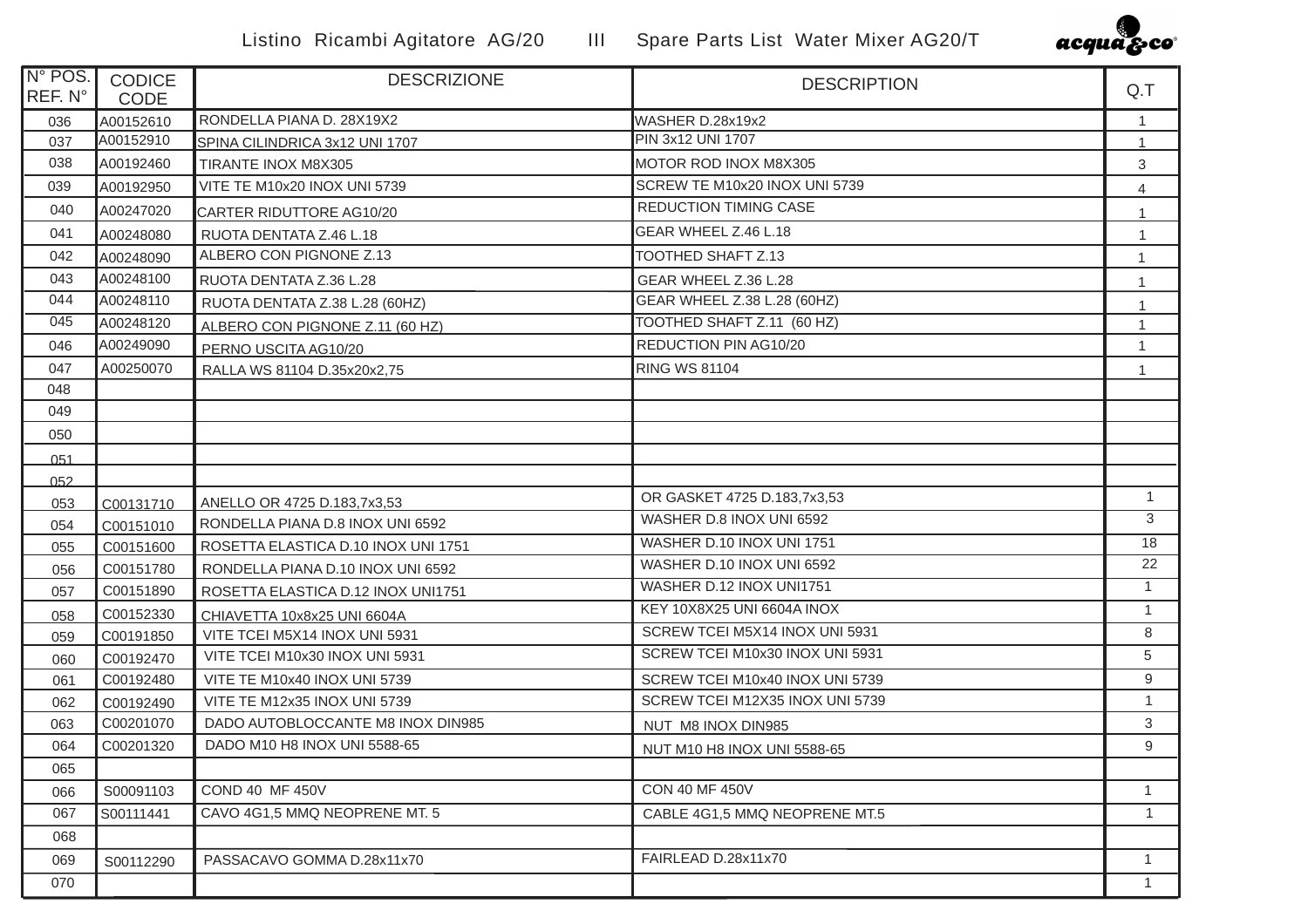Listino Ricambi Agitatore AG/20 III Spare Parts List Water Mixer AG20/T

| N° POS. REF. N° | CODICE CODE | DESCRIZIONE | DESCRIPTION | Q.T |
|---|---|---|---|---|
| 036 | A00152610 | RONDELLA PIANA D. 28X19X2 | WASHER D.28x19x2 | 1 |
| 037 | A00152910 | SPINA CILINDRICA 3x12 UNI 1707 | PIN 3x12 UNI 1707 | 1 |
| 038 | A00192460 | TIRANTE INOX M8X305 | MOTOR ROD INOX M8X305 | 3 |
| 039 | A00192950 | VITE TE M10x20 INOX UNI 5739 | SCREW TE M10x20 INOX UNI 5739 | 4 |
| 040 | A00247020 | CARTER RIDUTTORE AG10/20 | REDUCTION TIMING CASE | 1 |
| 041 | A00248080 | RUOTA DENTATA Z.46 L.18 | GEAR WHEEL Z.46 L.18 | 1 |
| 042 | A00248090 | ALBERO CON PIGNONE Z.13 | TOOTHED SHAFT Z.13 | 1 |
| 043 | A00248100 | RUOTA DENTATA Z.36 L.28 | GEAR WHEEL Z.36 L.28 | 1 |
| 044 | A00248110 | RUOTA DENTATA Z.38 L.28 (60HZ) | GEAR WHEEL Z.38 L.28 (60HZ) | 1 |
| 045 | A00248120 | ALBERO CON PIGNONE Z.11 (60 HZ) | TOOTHED SHAFT Z.11 (60 HZ) | 1 |
| 046 | A00249090 | PERNO USCITA AG10/20 | REDUCTION PIN AG10/20 | 1 |
| 047 | A00250070 | RALLA WS 81104 D.35x20x2,75 | RING WS 81104 | 1 |
| 048 | | | | |
| 049 | | | | |
| 050 | | | | |
| 051 | | | | |
| 052 | | | | |
| 053 | C00131710 | ANELLO OR 4725 D.183,7x3,53 | OR GASKET 4725 D.183,7x3,53 | 1 |
| 054 | C00151010 | RONDELLA PIANA D.8 INOX UNI 6592 | WASHER D.8 INOX UNI 6592 | 3 |
| 055 | C00151600 | ROSETTA ELASTICA D.10 INOX UNI 1751 | WASHER D.10 INOX UNI 1751 | 18 |
| 056 | C00151780 | RONDELLA PIANA D.10 INOX UNI 6592 | WASHER D.10 INOX UNI 6592 | 22 |
| 057 | C00151890 | ROSETTA ELASTICA D.12 INOX UNI1751 | WASHER D.12 INOX UNI1751 | 1 |
| 058 | C00152330 | CHIAVETTA 10x8x25 UNI 6604A | KEY 10X8X25 UNI 6604A INOX | 1 |
| 059 | C00191850 | VITE TCEI M5X14 INOX UNI 5931 | SCREW TCEI M5X14 INOX UNI 5931 | 8 |
| 060 | C00192470 | VITE TCEI M10x30 INOX UNI 5931 | SCREW TCEI M10x30 INOX UNI 5931 | 5 |
| 061 | C00192480 | VITE TE M10x40 INOX UNI 5739 | SCREW TCEI M10x40 INOX UNI 5739 | 9 |
| 062 | C00192490 | VITE TE M12x35 INOX UNI 5739 | SCREW TCEI M12X35 INOX UNI 5739 | 1 |
| 063 | C00201070 | DADO AUTOBLOCCANTE M8 INOX DIN985 | NUT M8 INOX DIN985 | 3 |
| 064 | C00201320 | DADO M10 H8 INOX UNI 5588-65 | NUT M10 H8 INOX UNI 5588-65 | 9 |
| 065 | | | | |
| 066 | S00091103 | COND 40 MF 450V | CON 40 MF 450V | 1 |
| 067 | S00111441 | CAVO 4G1,5 MMQ NEOPRENE MT. 5 | CABLE 4G1,5 MMQ NEOPRENE MT.5 | 1 |
| 068 | | | | |
| 069 | S00112290 | PASSACAVO GOMMA D.28x11x70 | FAIRLEAD D.28x11x70 | 1 |
| 070 | | | | 1 |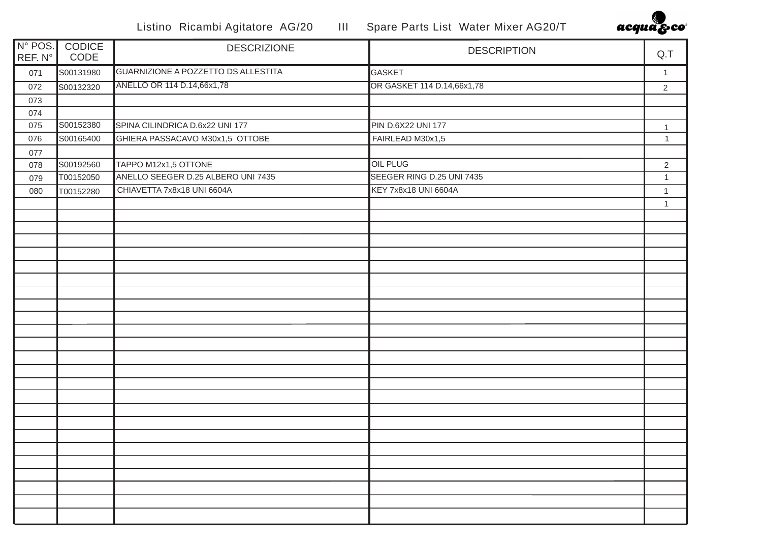# Listino Ricambi Agitatore AG/20 III Spare Parts List Water Mixer AG20/T

| N° POS. REF. N° | CODICE CODE | DESCRIZIONE | DESCRIPTION | Q.T |
|---|---|---|---|---|
| 071 | S00131980 | GUARNIZIONE A POZZETTO DS ALLESTITA | GASKET | 1 |
| 072 | S00132320 | ANELLO OR 114 D.14,66x1,78 | OR GASKET 114 D.14,66x1,78 | 2 |
| 073 | | | | |
| 074 | | | | |
| 075 | S00152380 | SPINA CILINDRICA D.6x22 UNI 177 | PIN D.6X22 UNI 177 | 1 |
| 076 | S00165400 | GHIERA PASSACAVO M30x1,5 OTTOBE | FAIRLEAD M30x1,5 | 1 |
| 077 | | | | |
| 078 | S00192560 | TAPPO M12x1,5 OTTONE | OIL PLUG | 2 |
| 079 | T00152050 | ANELLO SEEGER D.25 ALBERO UNI 7435 | SEEGER RING D.25 UNI 7435 | 1 |
| 080 | T00152280 | CHIAVETTA 7x8x18 UNI 6604A | KEY 7x8x18 UNI 6604A | 1 |
| | | | | 1 |